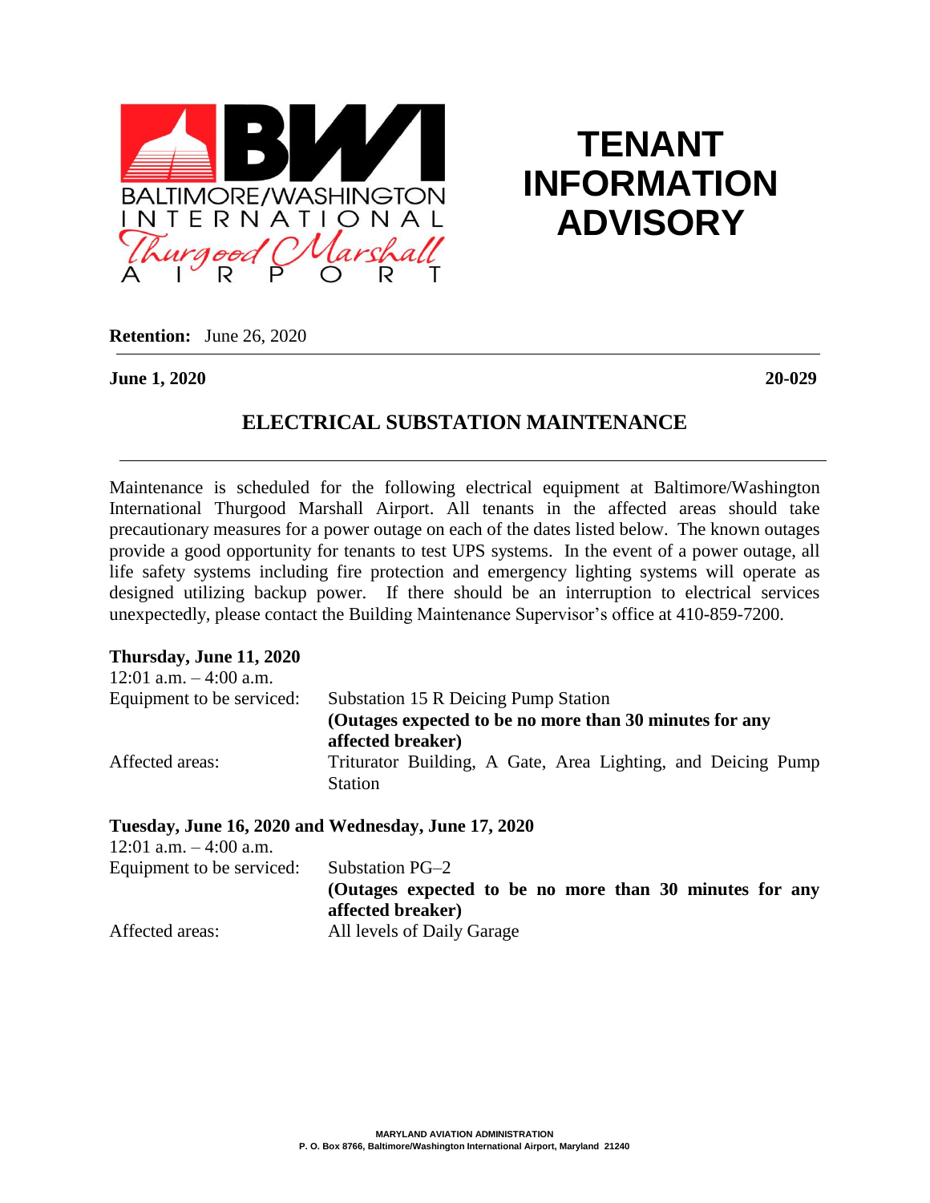BALTIMORE/WASHINGTON INTERNATIONAL Thurgood Marshall AIRPORT

# TENANT INFORMATION ADVISORY

**Retention:** June 26, 2020

---

**June 1, 2020** **20-029**

## ELECTRICAL SUBSTATION MAINTENANCE

---

Maintenance is scheduled for the following electrical equipment at Baltimore/Washington International Thurgood Marshall Airport. All tenants in the affected areas should take precautionary measures for a power outage on each of the dates listed below. The known outages provide a good opportunity for tenants to test UPS systems. In the event of a power outage, all life safety systems including fire protection and emergency lighting systems will operate as designed utilizing backup power. If there should be an interruption to electrical services unexpectedly, please contact the Building Maintenance Supervisor's office at 410-859-7200.

**Thursday, June 11, 2020**
12:01 a.m. – 4:00 a.m.

Equipment to be serviced: Substation 15 R Deicing Pump Station
**(Outages expected to be no more than 30 minutes for any affected breaker)**

Affected areas: Triturator Building, A Gate, Area Lighting, and Deicing Pump Station

**Tuesday, June 16, 2020 and Wednesday, June 17, 2020**
12:01 a.m. – 4:00 a.m.

Equipment to be serviced: Substation PG–2
**(Outages expected to be no more than 30 minutes for any affected breaker)**

Affected areas: All levels of Daily Garage

MARYLAND AVIATION ADMINISTRATION
P. O. Box 8766, Baltimore/Washington International Airport, Maryland 21240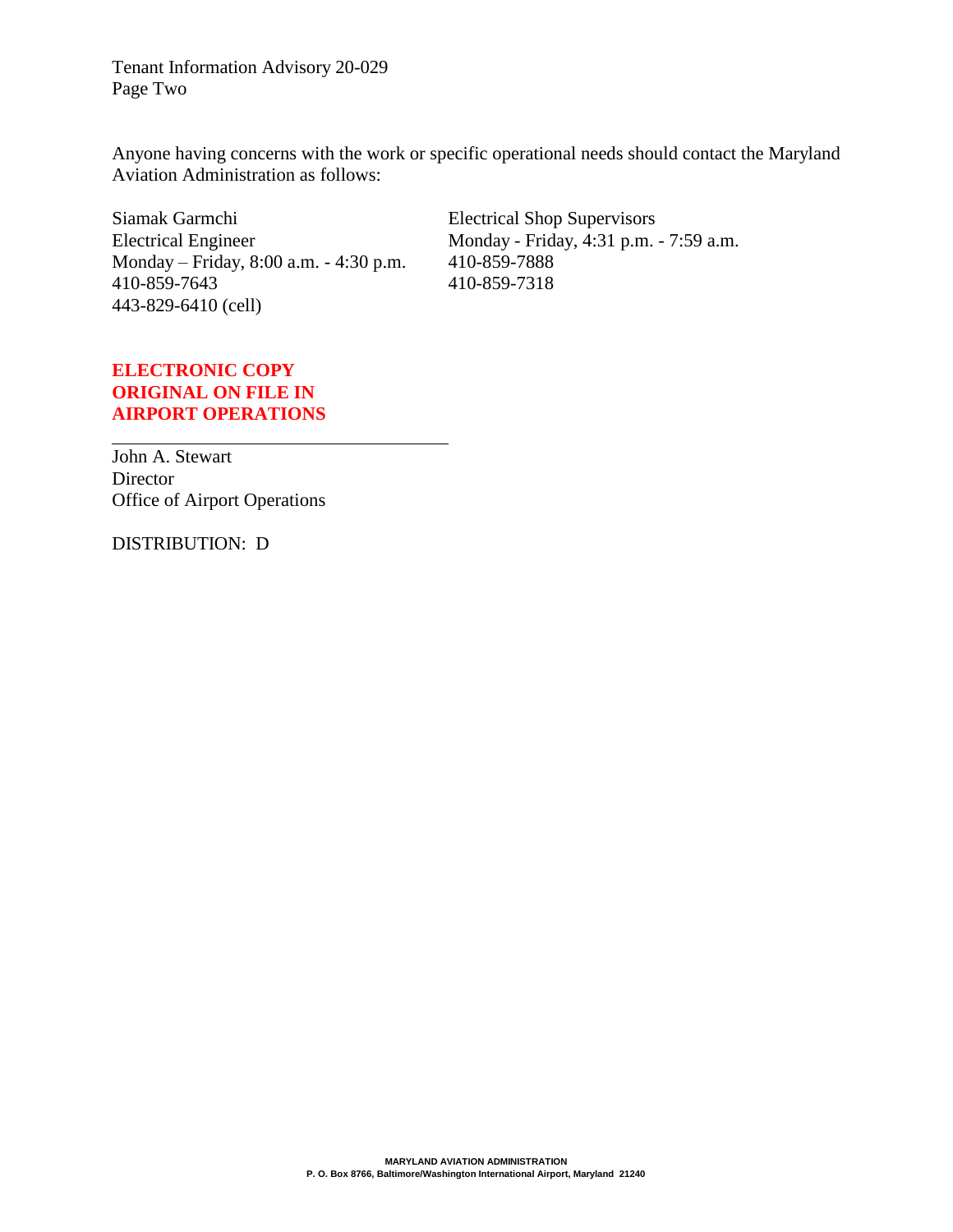Anyone having concerns with the work or specific operational needs should contact the Maryland Aviation Administration as follows:

Siamak Garmchi
Electrical Engineer
Monday – Friday, 8:00 a.m. - 4:30 p.m.
410-859-7643
443-829-6410 (cell)

Electrical Shop Supervisors
Monday - Friday, 4:31 p.m. - 7:59 a.m.
410-859-7888
410-859-7318

**ELECTRONIC COPY**
**ORIGINAL ON FILE IN**
**AIRPORT OPERATIONS**

John A. Stewart
Director
Office of Airport Operations

DISTRIBUTION: D

**MARYLAND AVIATION ADMINISTRATION**
**P. O. Box 8766, Baltimore/Washington International Airport, Maryland 21240**